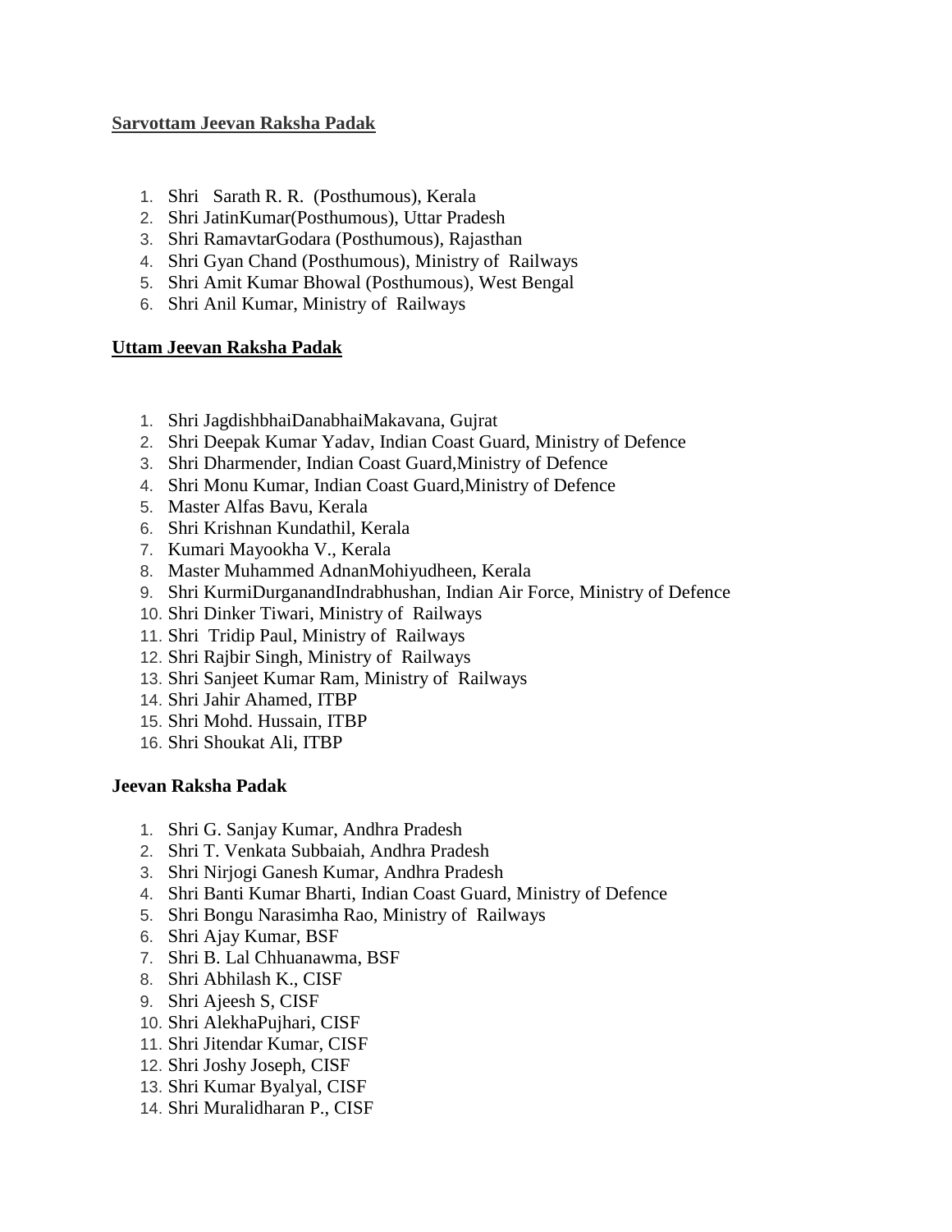**Sarvottam Jeevan Raksha Padak**

1. Shri Sarath R. R. (Posthumous), Kerala
2. Shri JatinKumar(Posthumous), Uttar Pradesh
3. Shri RamavtarGodara (Posthumous), Rajasthan
4. Shri Gyan Chand (Posthumous), Ministry of Railways
5. Shri Amit Kumar Bhowal (Posthumous), West Bengal
6. Shri Anil Kumar, Ministry of Railways

**Uttam Jeevan Raksha Padak**

1. Shri JagdishbhaiDanabhaiMakavana, Gujrat
2. Shri Deepak Kumar Yadav, Indian Coast Guard, Ministry of Defence
3. Shri Dharmender, Indian Coast Guard,Ministry of Defence
4. Shri Monu Kumar, Indian Coast Guard,Ministry of Defence
5. Master Alfas Bavu, Kerala
6. Shri Krishnan Kundathil, Kerala
7. Kumari Mayookha V., Kerala
8. Master Muhammed AdnanMohiyudheen, Kerala
9. Shri KurmiDurganandIndrabhushan, Indian Air Force, Ministry of Defence
10. Shri Dinker Tiwari, Ministry of Railways
11. Shri Tridip Paul, Ministry of Railways
12. Shri Rajbir Singh, Ministry of Railways
13. Shri Sanjeet Kumar Ram, Ministry of Railways
14. Shri Jahir Ahamed, ITBP
15. Shri Mohd. Hussain, ITBP
16. Shri Shoukat Ali, ITBP

**Jeevan Raksha Padak**

1. Shri G. Sanjay Kumar, Andhra Pradesh
2. Shri T. Venkata Subbaiah, Andhra Pradesh
3. Shri Nirjogi Ganesh Kumar, Andhra Pradesh
4. Shri Banti Kumar Bharti, Indian Coast Guard, Ministry of Defence
5. Shri Bongu Narasimha Rao, Ministry of Railways
6. Shri Ajay Kumar, BSF
7. Shri B. Lal Chhuanawma, BSF
8. Shri Abhilash K., CISF
9. Shri Ajeesh S, CISF
10. Shri AlekhaPujhari, CISF
11. Shri Jitendar Kumar, CISF
12. Shri Joshy Joseph, CISF
13. Shri Kumar Byalyal, CISF
14. Shri Muralidharan P., CISF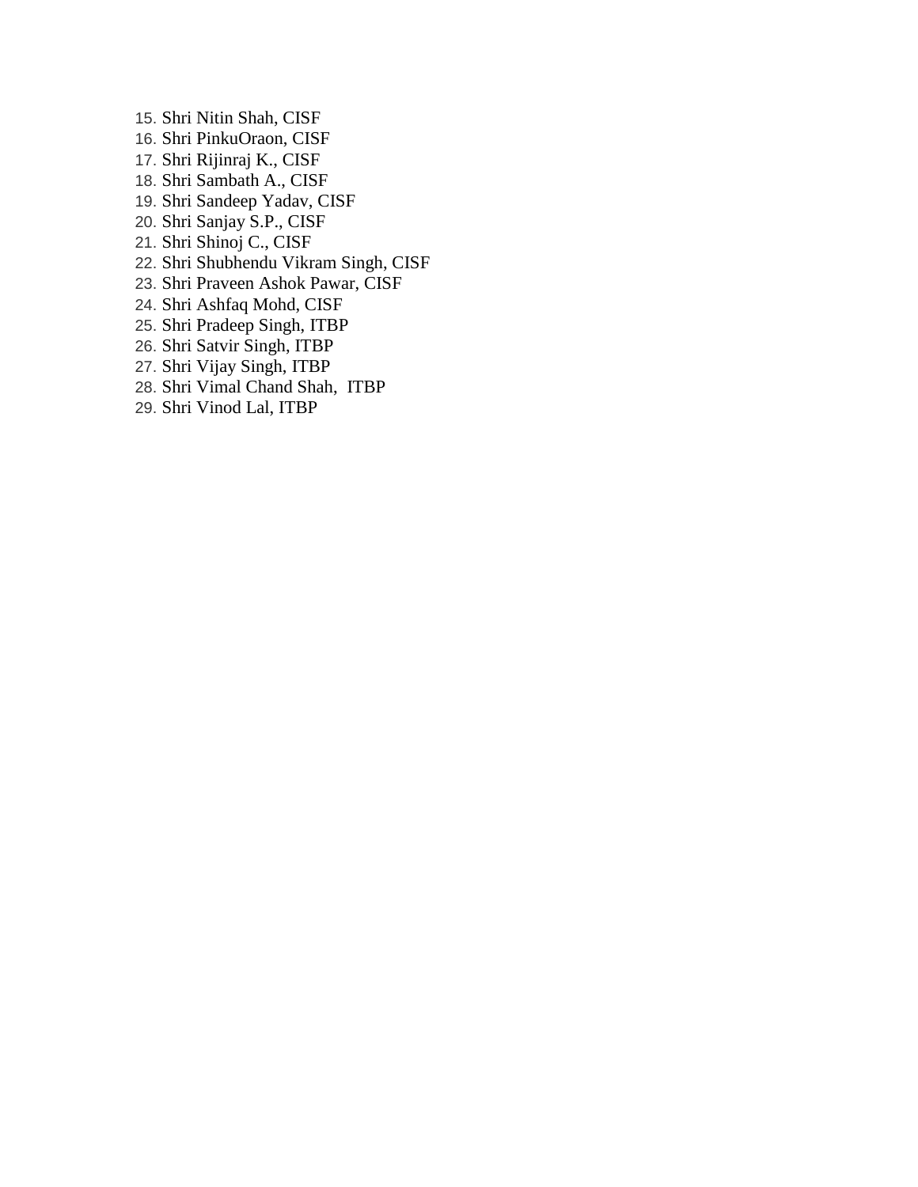15. Shri Nitin Shah, CISF
16. Shri PinkuOraon, CISF
17. Shri Rijinraj K., CISF
18. Shri Sambath A., CISF
19. Shri Sandeep Yadav, CISF
20. Shri Sanjay S.P., CISF
21. Shri Shinoj C., CISF
22. Shri Shubhendu Vikram Singh, CISF
23. Shri Praveen Ashok Pawar, CISF
24. Shri Ashfaq Mohd, CISF
25. Shri Pradeep Singh, ITBP
26. Shri Satvir Singh, ITBP
27. Shri Vijay Singh, ITBP
28. Shri Vimal Chand Shah, ITBP
29. Shri Vinod Lal, ITBP